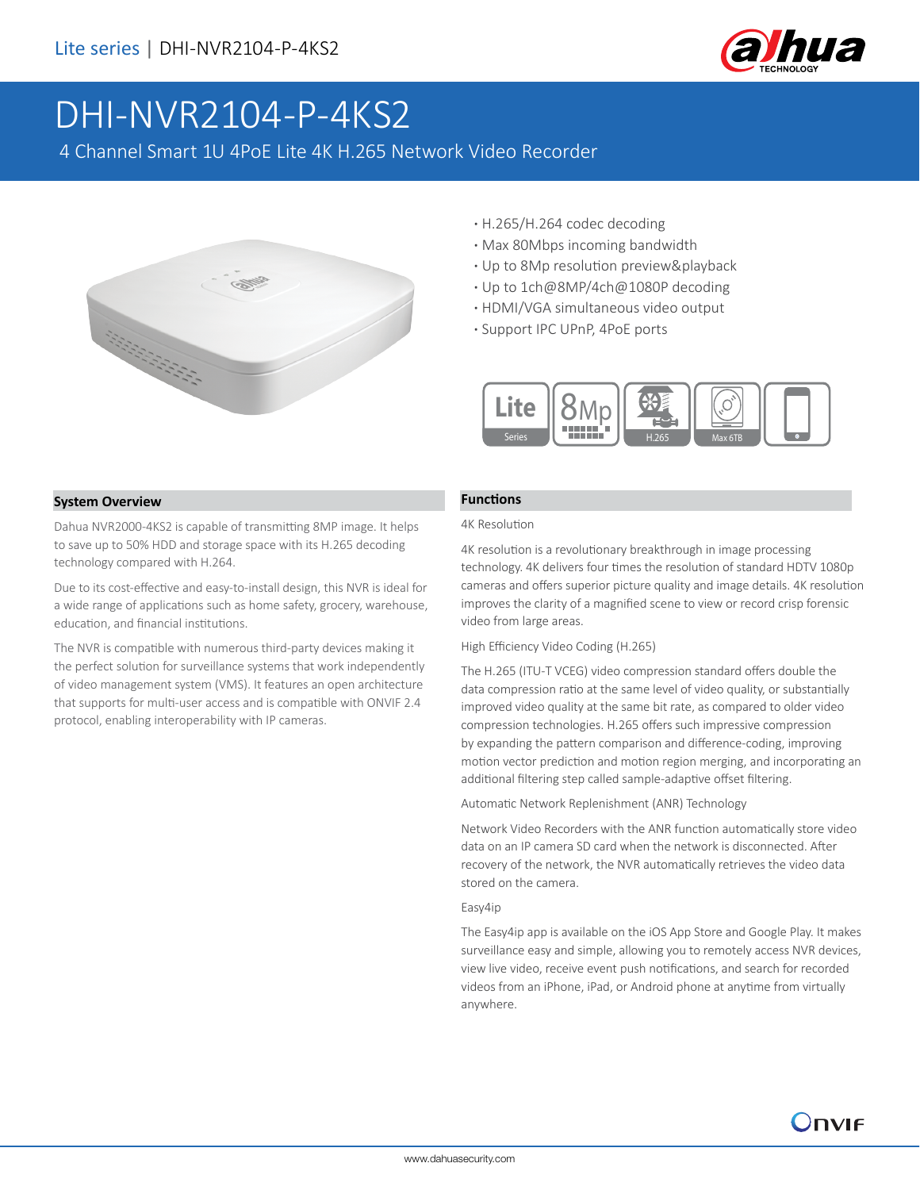Lite series | DHI-NVR2104-P-4KS2

# DHI-NVR2104-P-4KS2

4 Channel Smart 1U 4PoE Lite 4K H.265 Network Video Recorder

- H.265/H.264 codec decoding
- Max 80Mbps incoming bandwidth
- Up to 8Mp resolution preview&playback
- Up to 1ch@8MP/4ch@1080P decoding
- HDMI/VGA simultaneous video output
- Support IPC UPnP, 4PoE ports

Lite Series | 8Mp | H.265 | Max 6TB

## System Overview

Dahua NVR2000-4KS2 is capable of transmitting 8MP image. It helps to save up to 50% HDD and storage space with its H.265 decoding technology compared with H.264.

Due to its cost-effective and easy-to-install design, this NVR is ideal for a wide range of applications such as home safety, grocery, warehouse, education, and financial institutions.

The NVR is compatible with numerous third-party devices making it the perfect solution for surveillance systems that work independently of video management system (VMS). It features an open architecture that supports for multi-user access and is compatible with ONVIF 2.4 protocol, enabling interoperability with IP cameras.

## Functions

4K Resolution

4K resolution is a revolutionary breakthrough in image processing technology. 4K delivers four times the resolution of standard HDTV 1080p cameras and offers superior picture quality and image details. 4K resolution improves the clarity of a magnified scene to view or record crisp forensic video from large areas.

High Efficiency Video Coding (H.265)

The H.265 (ITU-T VCEG) video compression standard offers double the data compression ratio at the same level of video quality, or substantially improved video quality at the same bit rate, as compared to older video compression technologies. H.265 offers such impressive compression by expanding the pattern comparison and difference-coding, improving motion vector prediction and motion region merging, and incorporating an additional filtering step called sample-adaptive offset filtering.

Automatic Network Replenishment (ANR) Technology

Network Video Recorders with the ANR function automatically store video data on an IP camera SD card when the network is disconnected. After recovery of the network, the NVR automatically retrieves the video data stored on the camera.

Easy4ip

The Easy4ip app is available on the iOS App Store and Google Play. It makes surveillance easy and simple, allowing you to remotely access NVR devices, view live video, receive event push notifications, and search for recorded videos from an iPhone, iPad, or Android phone at anytime from virtually anywhere.

www.dahuasecurity.com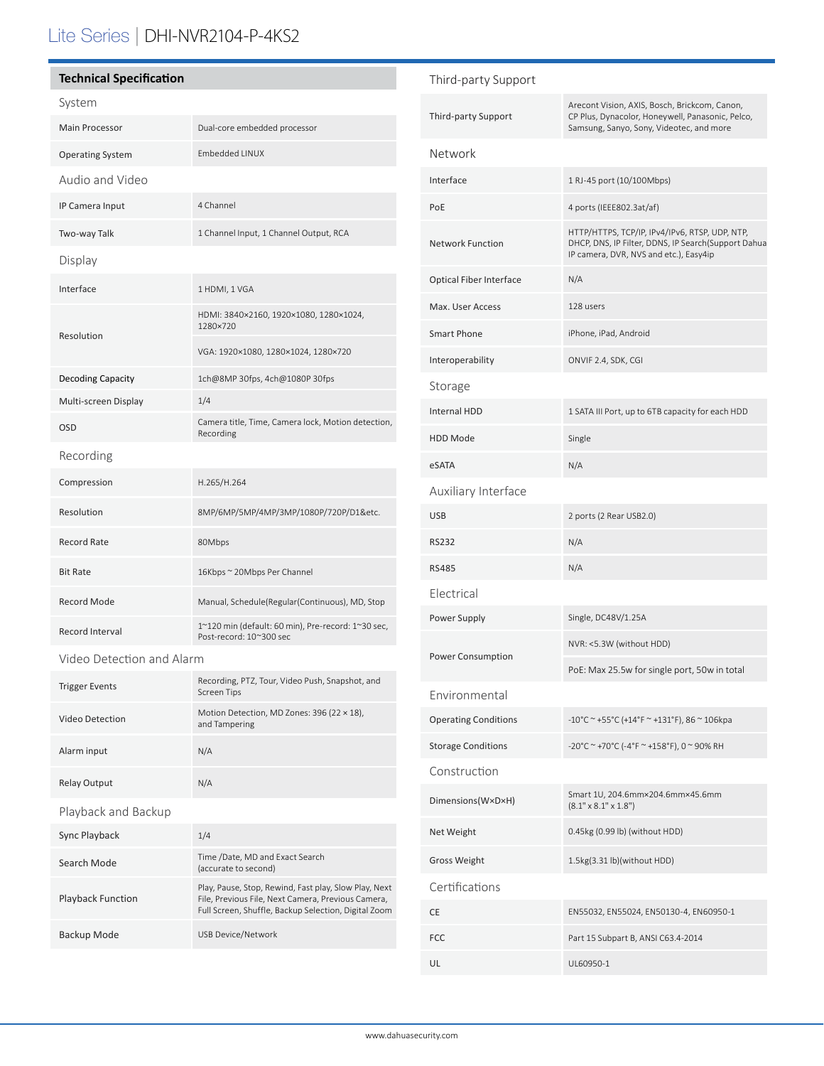# Lite Series | DHI-NVR2104-P-4KS2

## Technical Specification

### System

| | |
|---|---|
| Main Processor | Dual-core embedded processor |
| Operating System | Embedded LINUX |

### Audio and Video

| | |
|---|---|
| IP Camera Input | 4 Channel |
| Two-way Talk | 1 Channel Input, 1 Channel Output, RCA |

### Display

| | |
|---|---|
| Interface | 1 HDMI, 1 VGA |
| Resolution | HDMI: 3840×2160, 1920×1080, 1280×1024, 1280×720 |
| | VGA: 1920×1080, 1280×1024, 1280×720 |
| Decoding Capacity | 1ch@8MP 30fps, 4ch@1080P 30fps |
| Multi-screen Display | 1/4 |
| OSD | Camera title, Time, Camera lock, Motion detection, Recording |

### Recording

| | |
|---|---|
| Compression | H.265/H.264 |
| Resolution | 8MP/6MP/5MP/4MP/3MP/1080P/720P/D1&etc. |
| Record Rate | 80Mbps |
| Bit Rate | 16Kbps ~ 20Mbps Per Channel |
| Record Mode | Manual, Schedule(Regular(Continuous), MD, Stop |
| Record Interval | 1~120 min (default: 60 min), Pre-record: 1~30 sec, Post-record: 10~300 sec |

### Video Detection and Alarm

| | |
|---|---|
| Trigger Events | Recording, PTZ, Tour, Video Push, Snapshot, and Screen Tips |
| Video Detection | Motion Detection, MD Zones: 396 (22 × 18), and Tampering |
| Alarm input | N/A |
| Relay Output | N/A |

### Playback and Backup

| | |
|---|---|
| Sync Playback | 1/4 |
| Search Mode | Time /Date, MD and Exact Search (accurate to second) |
| Playback Function | Play, Pause, Stop, Rewind, Fast play, Slow Play, Next File, Previous File, Next Camera, Previous Camera, Full Screen, Shuffle, Backup Selection, Digital Zoom |
| Backup Mode | USB Device/Network |

### Third-party Support

| | |
|---|---|
| Third-party Support | Arecont Vision, AXIS, Bosch, Brickcom, Canon, CP Plus, Dynacolor, Honeywell, Panasonic, Pelco, Samsung, Sanyo, Sony, Videotec, and more |

### Network

| | |
|---|---|
| Interface | 1 RJ-45 port (10/100Mbps) |
| PoE | 4 ports (IEEE802.3at/af) |
| Network Function | HTTP/HTTPS, TCP/IP, IPv4/IPv6, RTSP, UDP, NTP, DHCP, DNS, IP Filter, DDNS, IP Search(Support Dahua IP camera, DVR, NVS and etc.), Easy4ip |
| Optical Fiber Interface | N/A |
| Max. User Access | 128 users |
| Smart Phone | iPhone, iPad, Android |
| Interoperability | ONVIF 2.4, SDK, CGI |

### Storage

| | |
|---|---|
| Internal HDD | 1 SATA III Port, up to 6TB capacity for each HDD |
| HDD Mode | Single |
| eSATA | N/A |

### Auxiliary Interface

| | |
|---|---|
| USB | 2 ports (2 Rear USB2.0) |
| RS232 | N/A |
| RS485 | N/A |

### Electrical

| | |
|---|---|
| Power Supply | Single, DC48V/1.25A |
| Power Consumption | NVR: <5.3W (without HDD) |
| | PoE: Max 25.5w for single port, 50w in total |

### Environmental

| | |
|---|---|
| Operating Conditions | -10°C ~ +55°C (+14°F ~ +131°F), 86 ~ 106kpa |
| Storage Conditions | -20°C ~ +70°C (-4°F ~ +158°F), 0 ~ 90% RH |

### Construction

| | |
|---|---|
| Dimensions(W×D×H) | Smart 1U, 204.6mm×204.6mm×45.6mm (8.1" x 8.1" x 1.8") |
| Net Weight | 0.45kg (0.99 lb) (without HDD) |
| Gross Weight | 1.5kg(3.31 lb)(without HDD) |

### Certifications

| | |
|---|---|
| CE | EN55032, EN55024, EN50130-4, EN60950-1 |
| FCC | Part 15 Subpart B, ANSI C63.4-2014 |
| UL | UL60950-1 |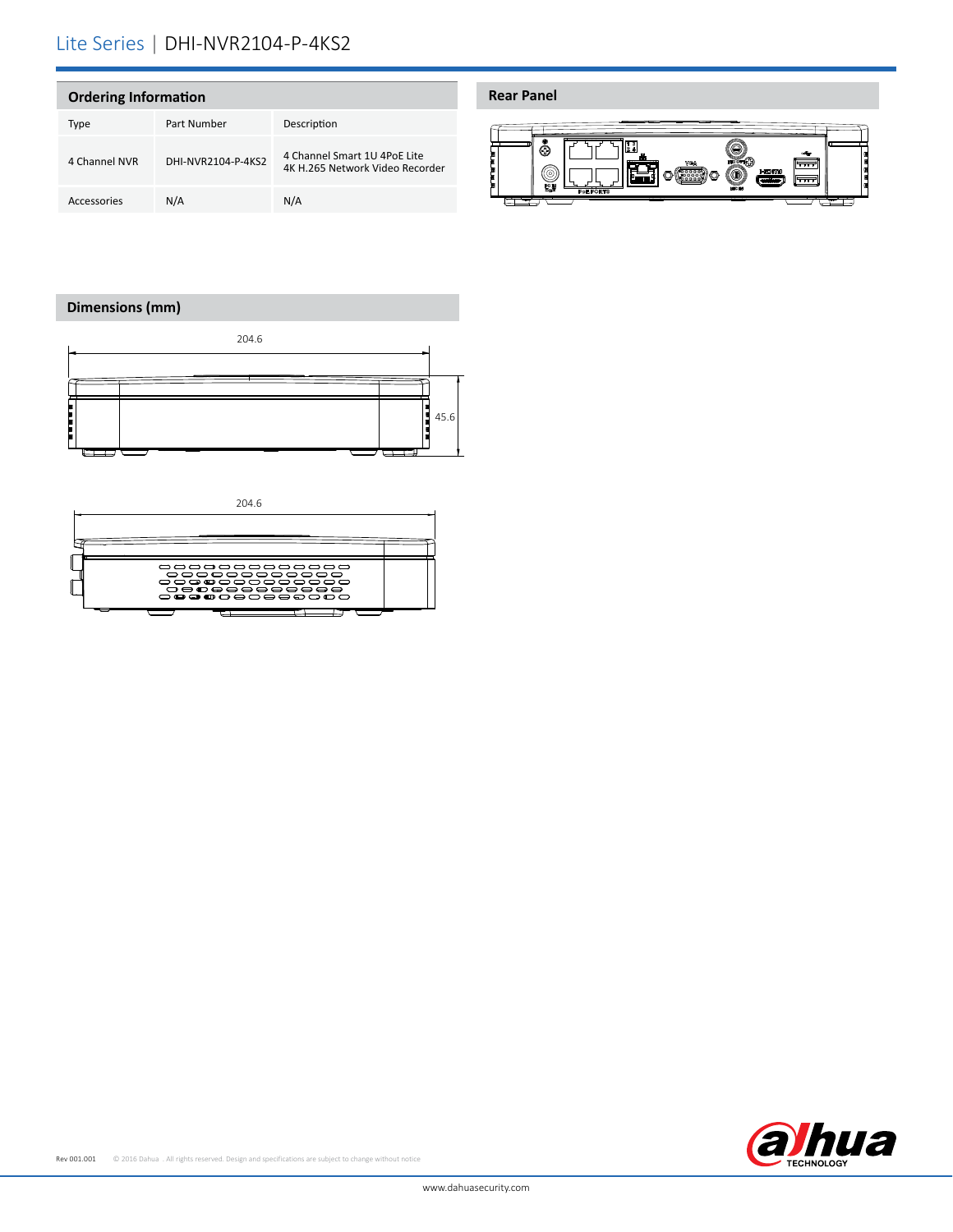## Ordering Information

| Type | Part Number | Description |
|---|---|---|
| 4 Channel NVR | DHI-NVR2104-P-4KS2 | 4 Channel Smart 1U 4PoE Lite 4K H.265 Network Video Recorder |
| Accessories | N/A | N/A |

## Rear Panel

## Dimensions (mm)

204.6

45.6

204.6

Rev 001.001 © 2016 Dahua . All rights reserved. Design and specifications are subject to change without notice